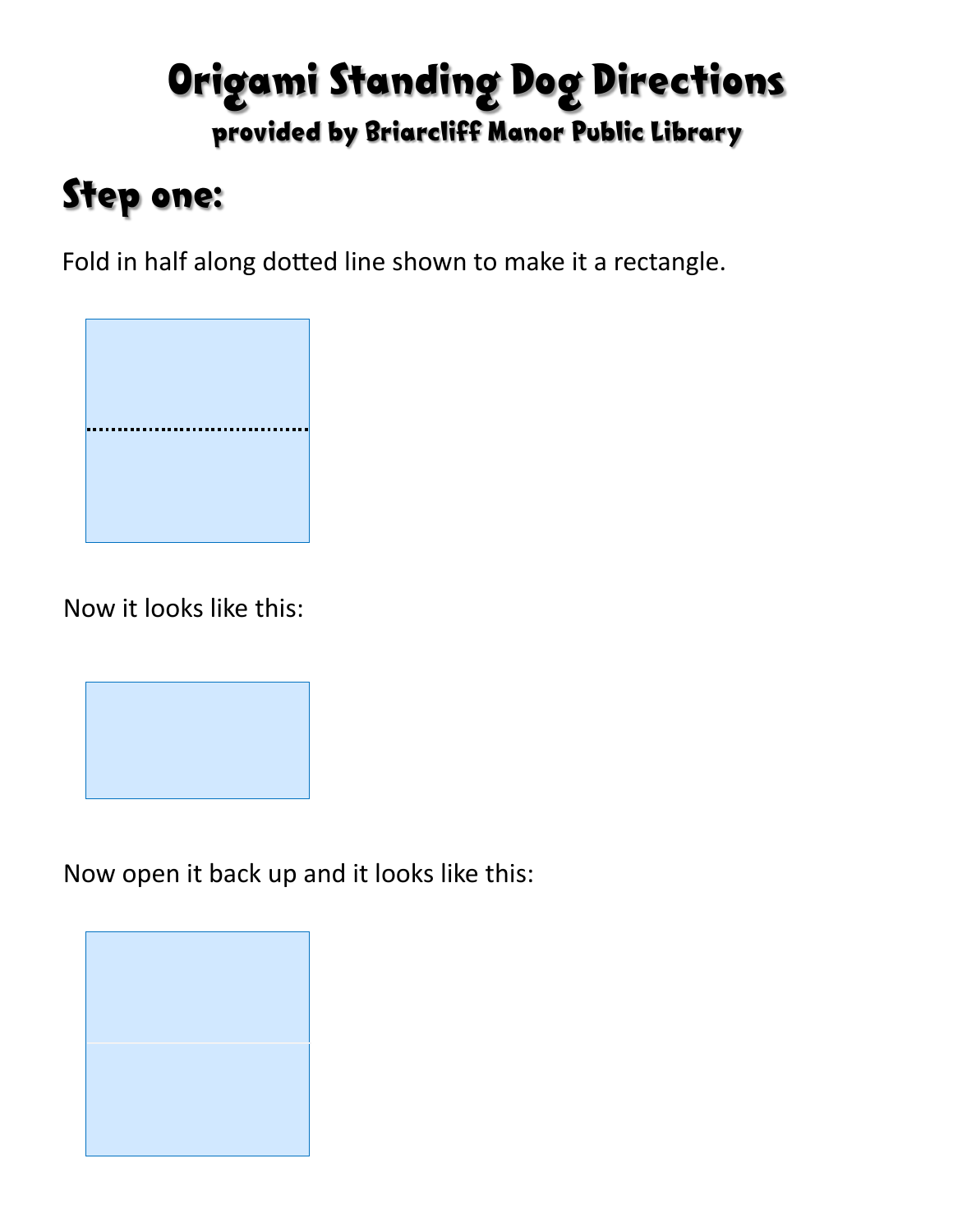# Origami Standing Dog Directions

### provided by Briarcliff Manor Public Library

## Step one:

Fold in half along dotted line shown to make it a rectangle.

Now it looks like this:

Now open it back up and it looks like this: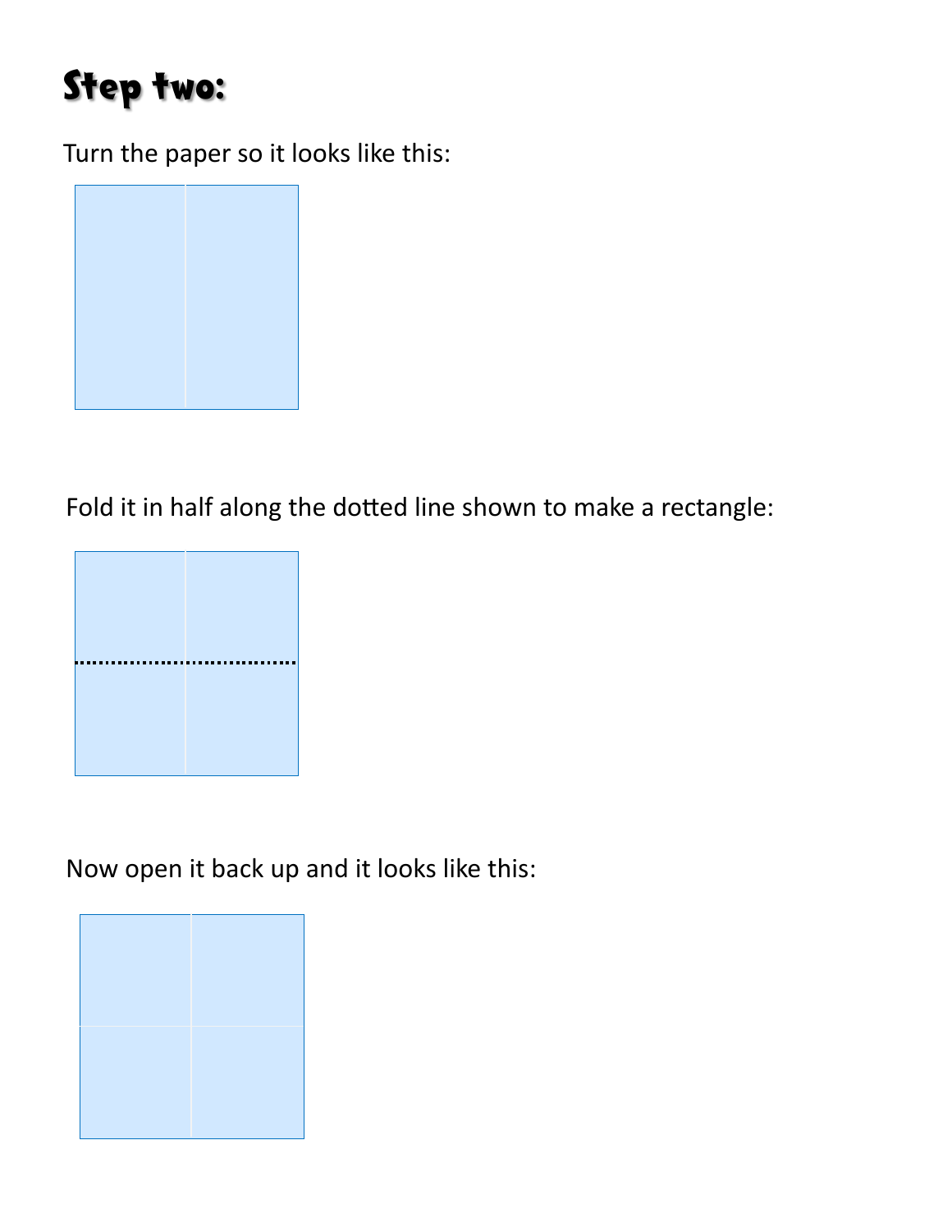# Step two:

Turn the paper so it looks like this:

Fold it in half along the dotted line shown to make a rectangle:

Now open it back up and it looks like this: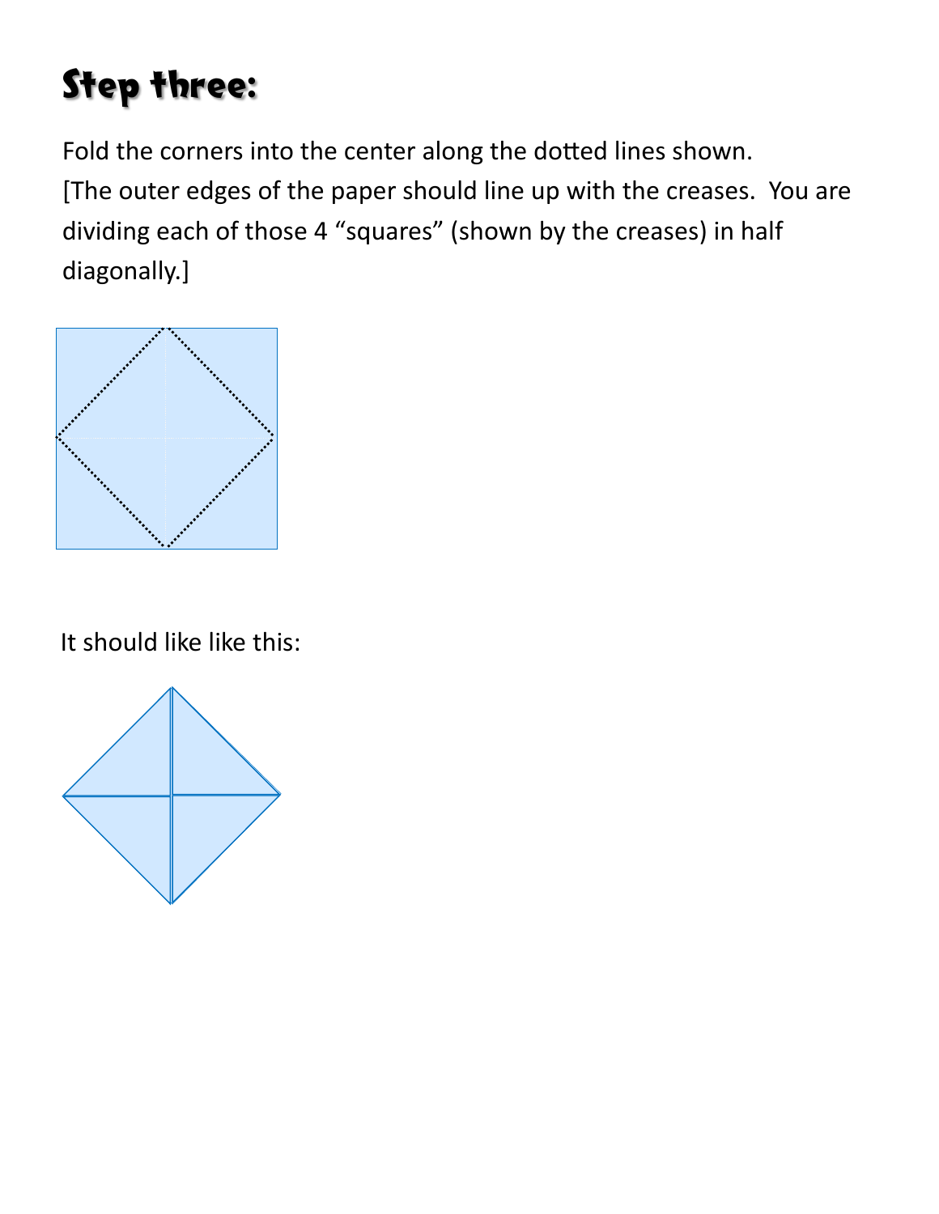# Step three:

Fold the corners into the center along the dotted lines shown.
[The outer edges of the paper should line up with the creases. You are dividing each of those 4 "squares" (shown by the creases) in half diagonally.]

It should like like this: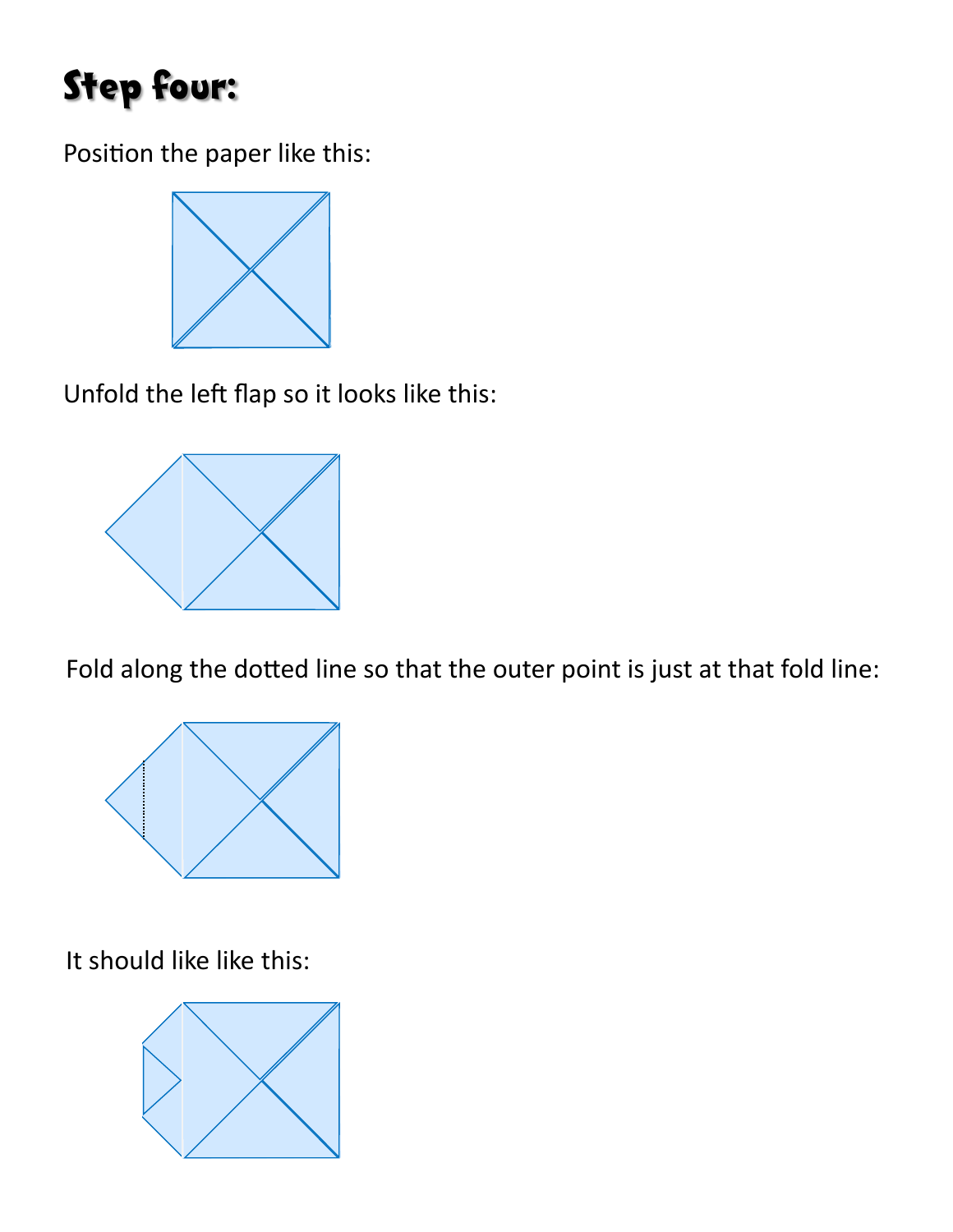# Step four:

Position the paper like this:

Unfold the left flap so it looks like this:

Fold along the dotted line so that the outer point is just at that fold line:

It should like like this: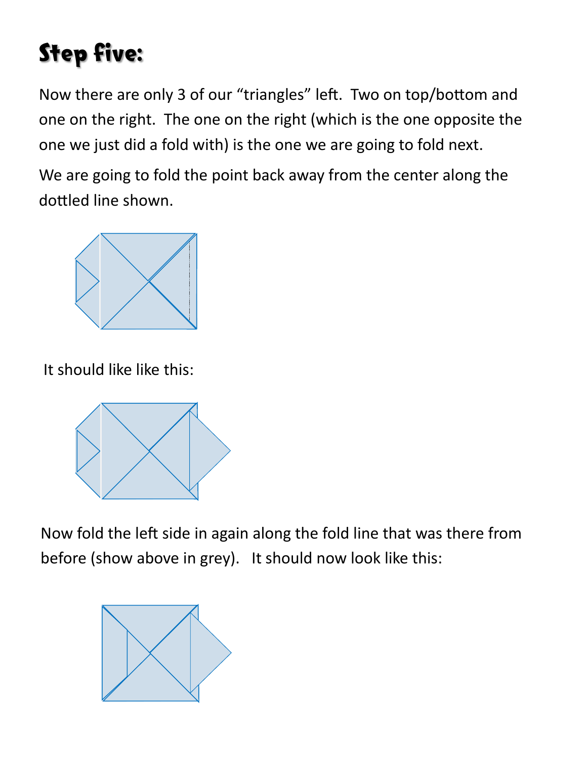# Step five:

Now there are only 3 of our “triangles” left. Two on top/bottom and one on the right. The one on the right (which is the one opposite the one we just did a fold with) is the one we are going to fold next.

We are going to fold the point back away from the center along the dottled line shown.

It should like like this:

Now fold the left side in again along the fold line that was there from before (show above in grey). It should now look like this: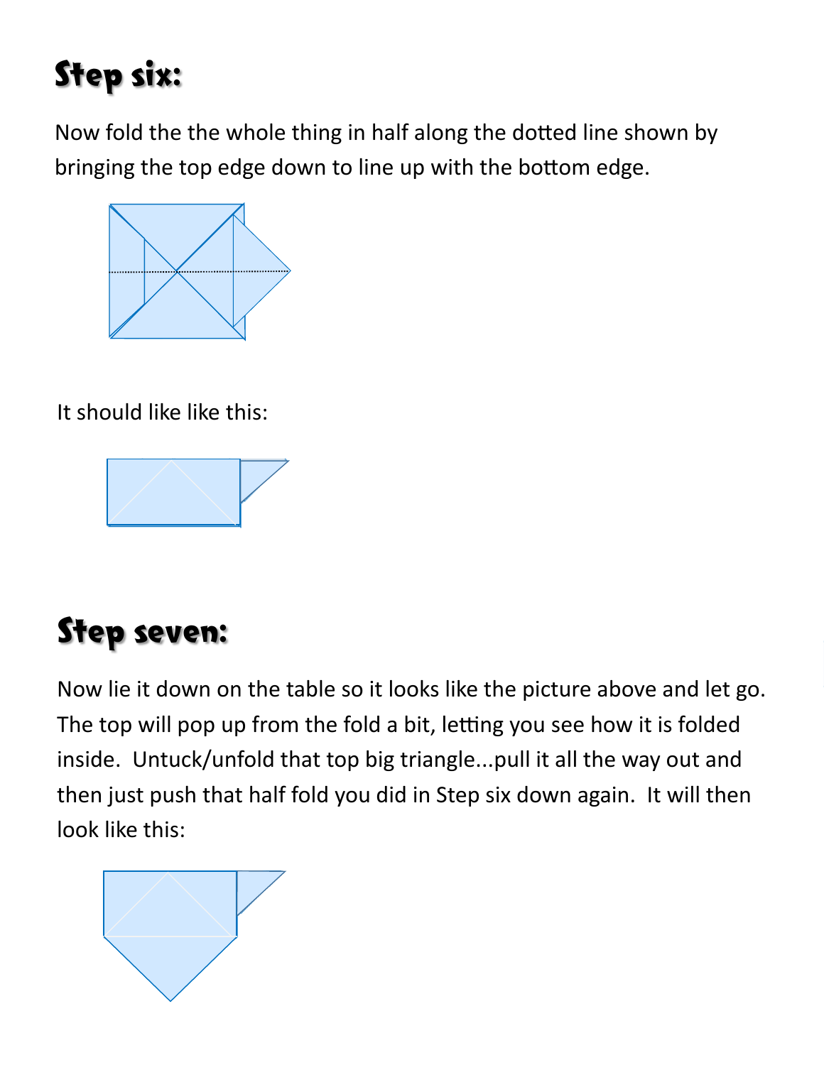# Step six:

Now fold the the whole thing in half along the dotted line shown by bringing the top edge down to line up with the bottom edge.

It should like like this:

# Step seven:

Now lie it down on the table so it looks like the picture above and let go. The top will pop up from the fold a bit, letting you see how it is folded inside. Untuck/unfold that top big triangle...pull it all the way out and then just push that half fold you did in Step six down again. It will then look like this: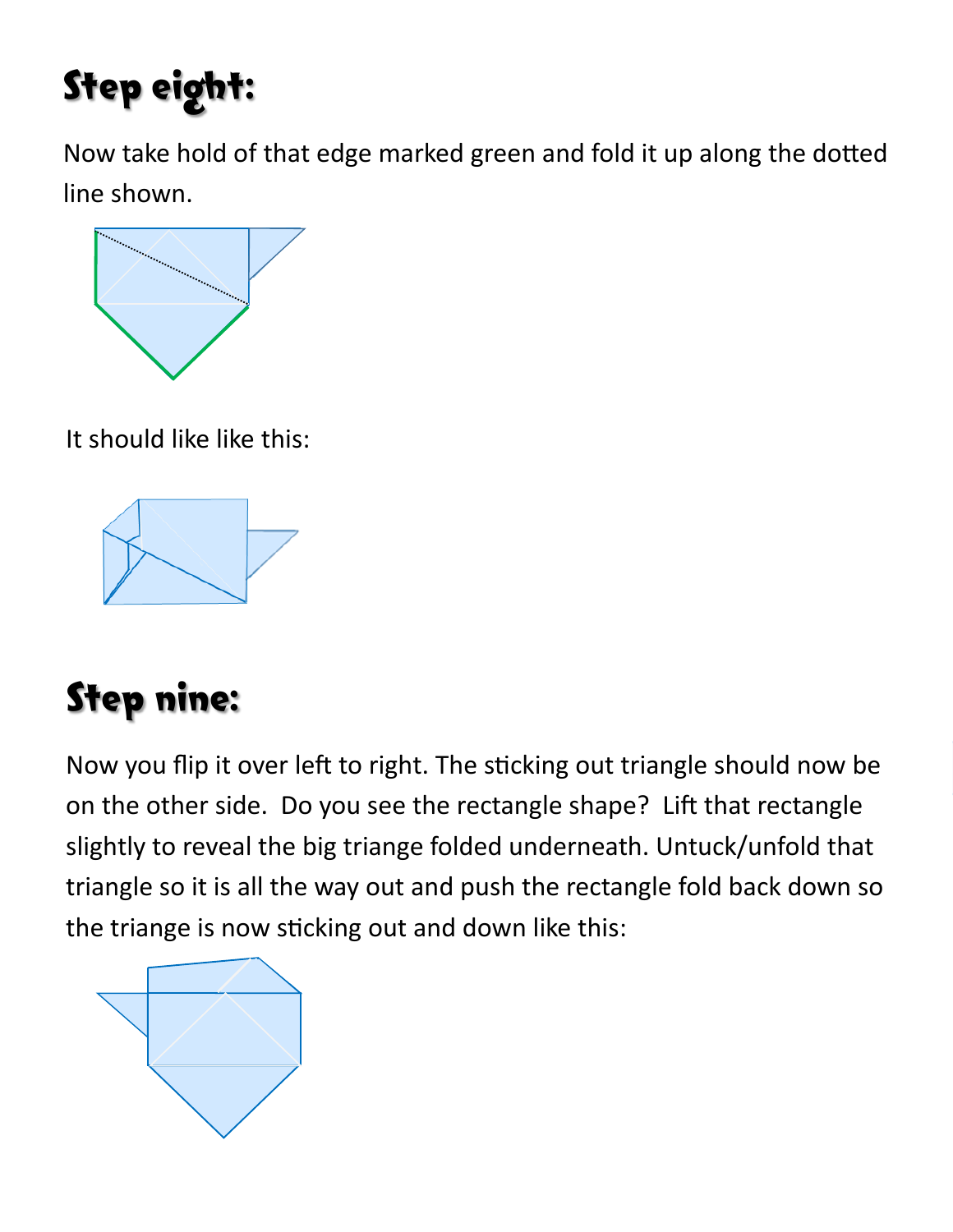# Step eight:

Now take hold of that edge marked green and fold it up along the dotted line shown.

It should like like this:

# Step nine:

Now you flip it over left to right. The sticking out triangle should now be on the other side. Do you see the rectangle shape? Lift that rectangle slightly to reveal the big triange folded underneath. Untuck/unfold that triangle so it is all the way out and push the rectangle fold back down so the triange is now sticking out and down like this: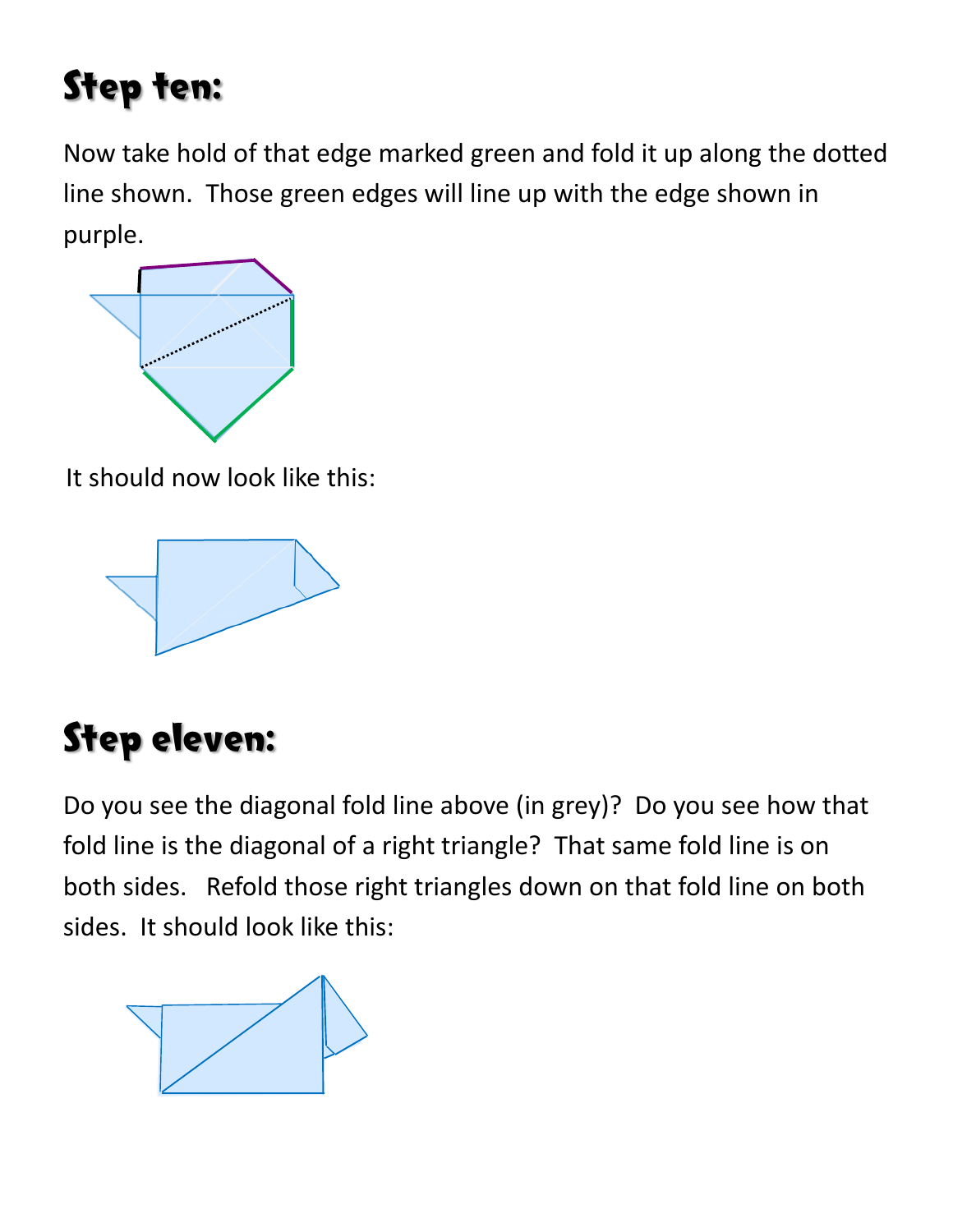# Step ten:

Now take hold of that edge marked green and fold it up along the dotted line shown. Those green edges will line up with the edge shown in purple.

It should now look like this:

# Step eleven:

Do you see the diagonal fold line above (in grey)? Do you see how that fold line is the diagonal of a right triangle? That same fold line is on both sides. Refold those right triangles down on that fold line on both sides. It should look like this: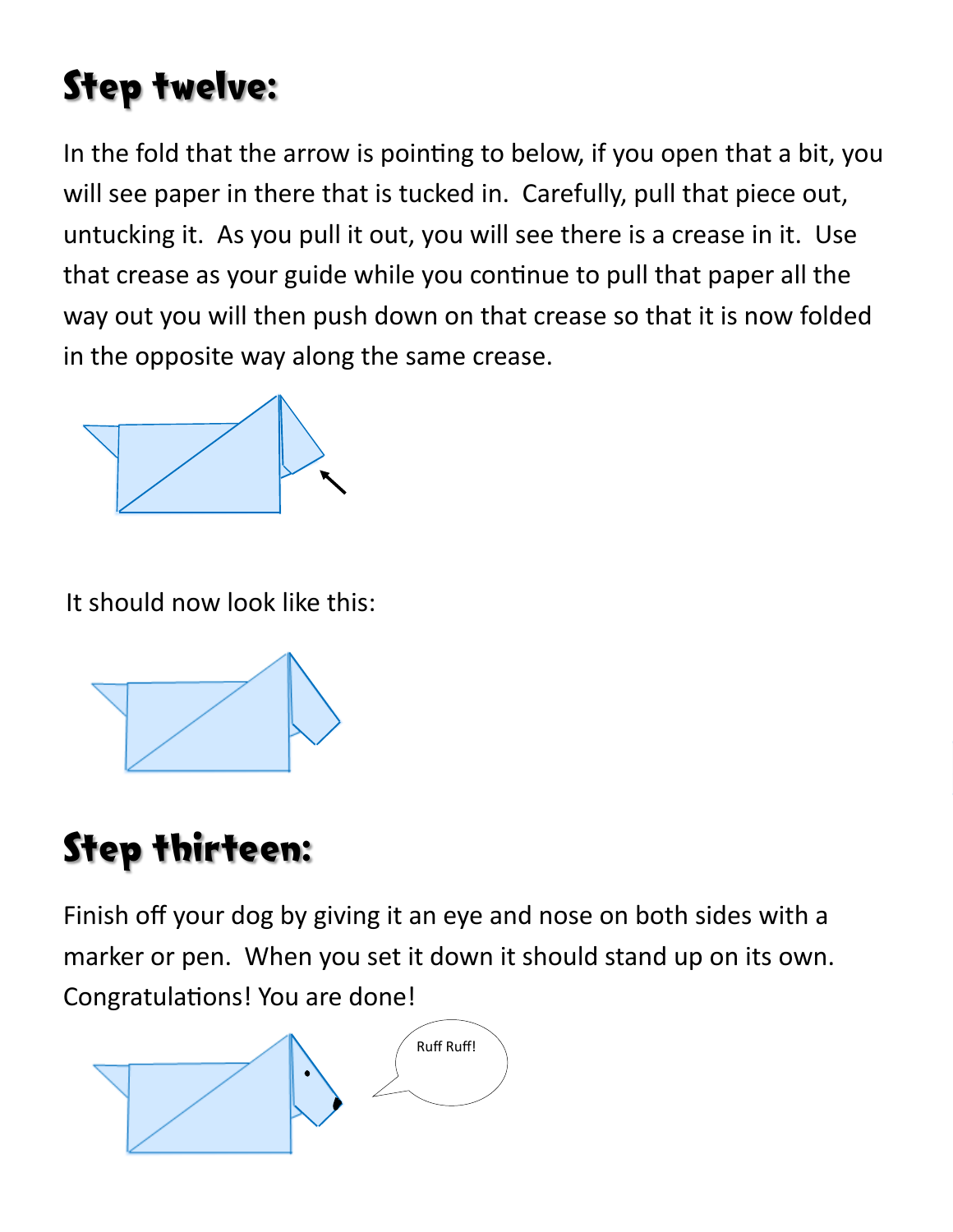# Step twelve:

In the fold that the arrow is pointing to below, if you open that a bit, you will see paper in there that is tucked in. Carefully, pull that piece out, untucking it. As you pull it out, you will see there is a crease in it. Use that crease as your guide while you continue to pull that paper all the way out you will then push down on that crease so that it is now folded in the opposite way along the same crease.

It should now look like this:

# Step thirteen:

Finish off your dog by giving it an eye and nose on both sides with a marker or pen. When you set it down it should stand up on its own. Congratulations! You are done!

Ruff Ruff!